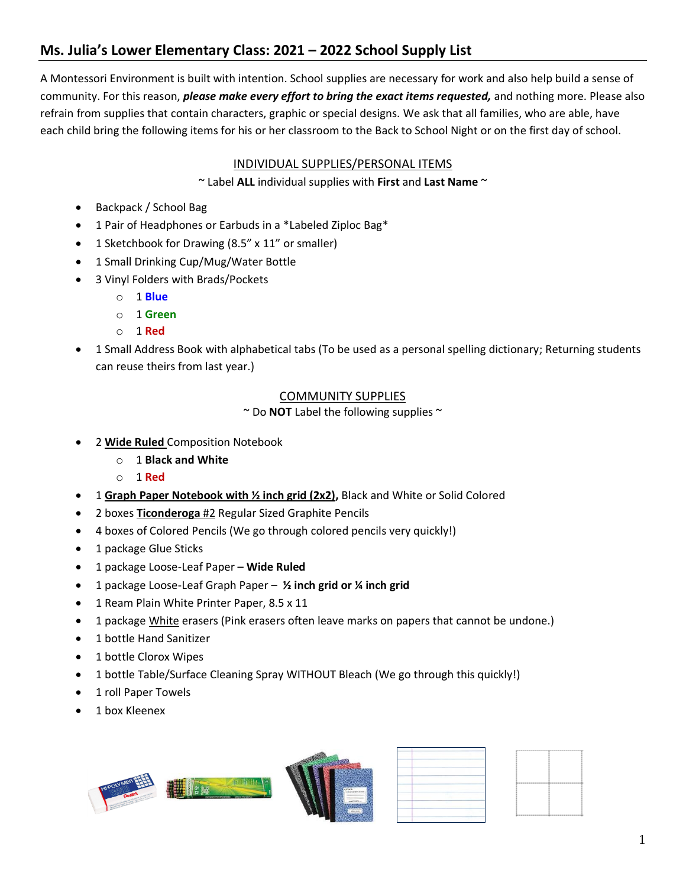## Ms. Julia's Lower Elementary Class: 2021 – 2022 School Supply List

A Montessori Environment is built with intention. School supplies are necessary for work and also help build a sense of community. For this reason, ***please make every effort to bring the exact items requested,*** and nothing more. Please also refrain from supplies that contain characters, graphic or special designs. We ask that all families, who are able, have each child bring the following items for his or her classroom to the Back to School Night or on the first day of school.

### INDIVIDUAL SUPPLIES/PERSONAL ITEMS

~ Label **ALL** individual supplies with **First** and **Last Name** ~

- Backpack / School Bag
- 1 Pair of Headphones or Earbuds in a *Labeled Ziploc Bag*
- 1 Sketchbook for Drawing (8.5" x 11" or smaller)
- 1 Small Drinking Cup/Mug/Water Bottle
- 3 Vinyl Folders with Brads/Pockets
  - 1 **Blue**
  - 1 **Green**
  - 1 **Red**
- 1 Small Address Book with alphabetical tabs (To be used as a personal spelling dictionary; Returning students can reuse theirs from last year.)

### COMMUNITY SUPPLIES

~ Do **NOT** Label the following supplies ~

- 2 **Wide Ruled** Composition Notebook
  - 1 **Black and White**
  - 1 **Red**
- 1 **Graph Paper Notebook with ½ inch grid (2x2),** Black and White or Solid Colored
- 2 boxes **Ticonderoga** #2 Regular Sized Graphite Pencils
- 4 boxes of Colored Pencils (We go through colored pencils very quickly!)
- 1 package Glue Sticks
- 1 package Loose-Leaf Paper – **Wide Ruled**
- 1 package Loose-Leaf Graph Paper – **½ inch grid or ¼ inch grid**
- 1 Ream Plain White Printer Paper, 8.5 x 11
- 1 package White erasers (Pink erasers often leave marks on papers that cannot be undone.)
- 1 bottle Hand Sanitizer
- 1 bottle Clorox Wipes
- 1 bottle Table/Surface Cleaning Spray WITHOUT Bleach (We go through this quickly!)
- 1 roll Paper Towels
- 1 box Kleenex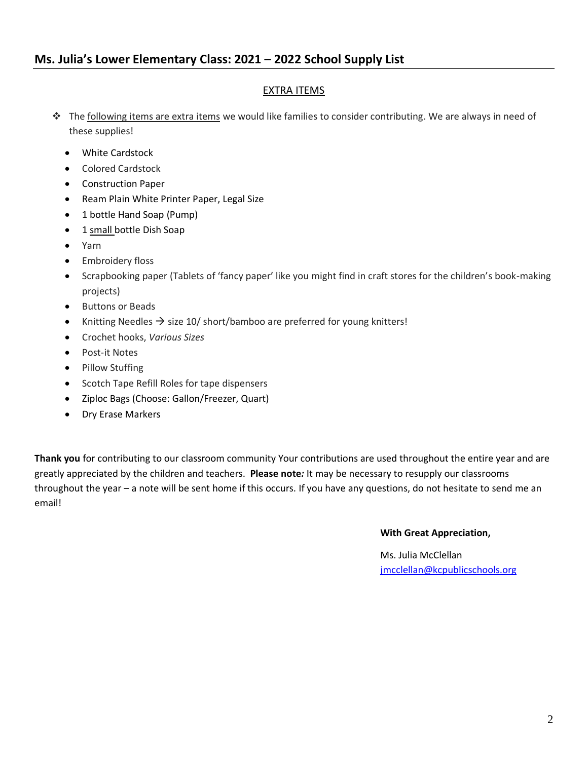## Ms. Julia's Lower Elementary Class: 2021 – 2022 School Supply List

EXTRA ITEMS

- The following items are extra items we would like families to consider contributing. We are always in need of these supplies!
  - White Cardstock
  - Colored Cardstock
  - Construction Paper
  - Ream Plain White Printer Paper, Legal Size
  - 1 bottle Hand Soap (Pump)
  - 1 small bottle Dish Soap
  - Yarn
  - Embroidery floss
  - Scrapbooking paper (Tablets of 'fancy paper' like you might find in craft stores for the children's book-making projects)
  - Buttons or Beads
  - Knitting Needles → size 10/ short/bamboo are preferred for young knitters!
  - Crochet hooks, *Various Sizes*
  - Post-it Notes
  - Pillow Stuffing
  - Scotch Tape Refill Roles for tape dispensers
  - Ziploc Bags (Choose: Gallon/Freezer, Quart)
  - Dry Erase Markers

**Thank you** for contributing to our classroom community Your contributions are used throughout the entire year and are greatly appreciated by the children and teachers. **Please note:** It may be necessary to resupply our classrooms throughout the year – a note will be sent home if this occurs. If you have any questions, do not hesitate to send me an email!

**With Great Appreciation,**

Ms. Julia McClellan
jmcclellan@kcpublicschools.org